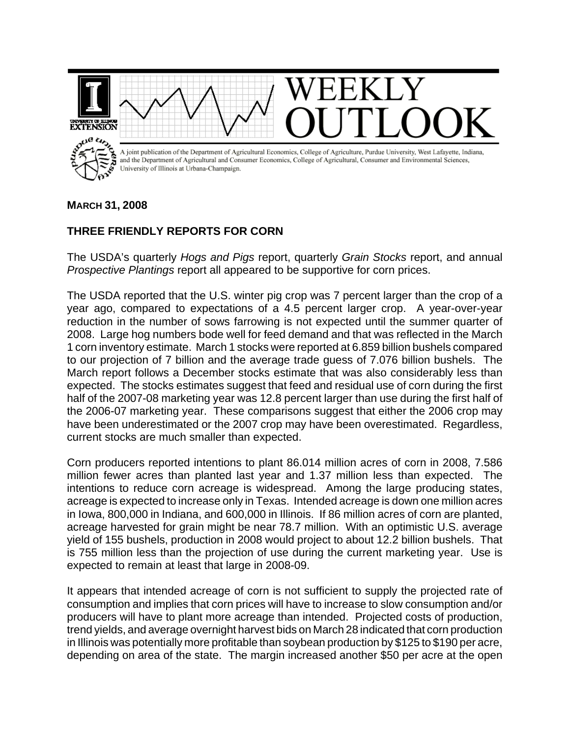# WEEKLY OUTLOOK

A joint publication of the Department of Agricultural Economics, College of Agriculture, Purdue University, West Lafayette, Indiana, and the Department of Agricultural and Consumer Economics, College of Agricultural, Consumer and Environmental Sciences, University of Illinois at Urbana-Champaign.

**MARCH 31, 2008**

## THREE FRIENDLY REPORTS FOR CORN

The USDA's quarterly *Hogs and Pigs* report, quarterly *Grain Stocks* report, and annual *Prospective Plantings* report all appeared to be supportive for corn prices.

The USDA reported that the U.S. winter pig crop was 7 percent larger than the crop of a year ago, compared to expectations of a 4.5 percent larger crop. A year-over-year reduction in the number of sows farrowing is not expected until the summer quarter of 2008. Large hog numbers bode well for feed demand and that was reflected in the March 1 corn inventory estimate. March 1 stocks were reported at 6.859 billion bushels compared to our projection of 7 billion and the average trade guess of 7.076 billion bushels. The March report follows a December stocks estimate that was also considerably less than expected. The stocks estimates suggest that feed and residual use of corn during the first half of the 2007-08 marketing year was 12.8 percent larger than use during the first half of the 2006-07 marketing year. These comparisons suggest that either the 2006 crop may have been underestimated or the 2007 crop may have been overestimated. Regardless, current stocks are much smaller than expected.

Corn producers reported intentions to plant 86.014 million acres of corn in 2008, 7.586 million fewer acres than planted last year and 1.37 million less than expected. The intentions to reduce corn acreage is widespread. Among the large producing states, acreage is expected to increase only in Texas. Intended acreage is down one million acres in Iowa, 800,000 in Indiana, and 600,000 in Illinois. If 86 million acres of corn are planted, acreage harvested for grain might be near 78.7 million. With an optimistic U.S. average yield of 155 bushels, production in 2008 would project to about 12.2 billion bushels. That is 755 million less than the projection of use during the current marketing year. Use is expected to remain at least that large in 2008-09.

It appears that intended acreage of corn is not sufficient to supply the projected rate of consumption and implies that corn prices will have to increase to slow consumption and/or producers will have to plant more acreage than intended. Projected costs of production, trend yields, and average overnight harvest bids on March 28 indicated that corn production in Illinois was potentially more profitable than soybean production by $125 to $190 per acre, depending on area of the state. The margin increased another $50 per acre at the open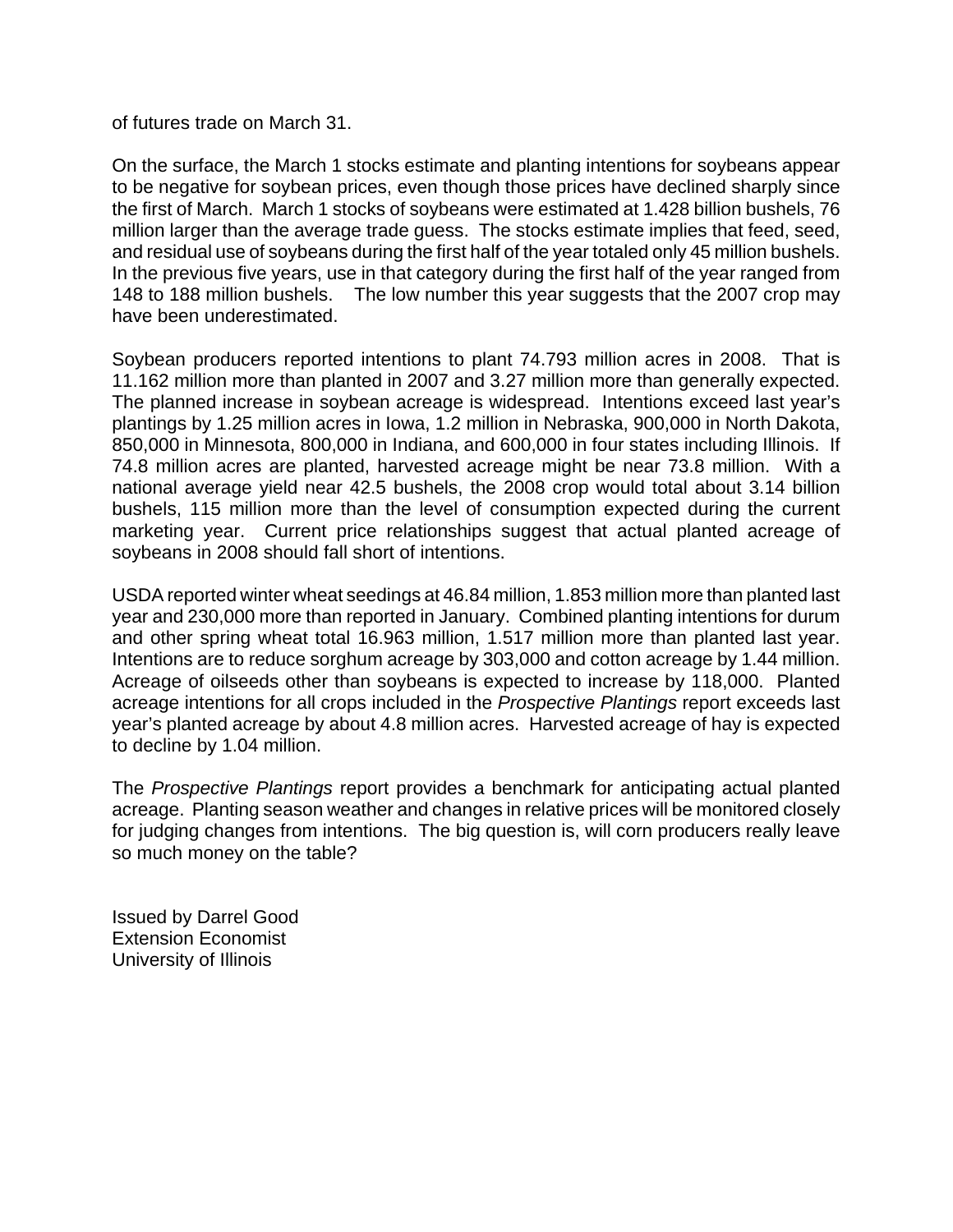of futures trade on March 31.

On the surface, the March 1 stocks estimate and planting intentions for soybeans appear to be negative for soybean prices, even though those prices have declined sharply since the first of March. March 1 stocks of soybeans were estimated at 1.428 billion bushels, 76 million larger than the average trade guess. The stocks estimate implies that feed, seed, and residual use of soybeans during the first half of the year totaled only 45 million bushels. In the previous five years, use in that category during the first half of the year ranged from 148 to 188 million bushels. The low number this year suggests that the 2007 crop may have been underestimated.

Soybean producers reported intentions to plant 74.793 million acres in 2008. That is 11.162 million more than planted in 2007 and 3.27 million more than generally expected. The planned increase in soybean acreage is widespread. Intentions exceed last year's plantings by 1.25 million acres in Iowa, 1.2 million in Nebraska, 900,000 in North Dakota, 850,000 in Minnesota, 800,000 in Indiana, and 600,000 in four states including Illinois. If 74.8 million acres are planted, harvested acreage might be near 73.8 million. With a national average yield near 42.5 bushels, the 2008 crop would total about 3.14 billion bushels, 115 million more than the level of consumption expected during the current marketing year. Current price relationships suggest that actual planted acreage of soybeans in 2008 should fall short of intentions.

USDA reported winter wheat seedings at 46.84 million, 1.853 million more than planted last year and 230,000 more than reported in January. Combined planting intentions for durum and other spring wheat total 16.963 million, 1.517 million more than planted last year. Intentions are to reduce sorghum acreage by 303,000 and cotton acreage by 1.44 million. Acreage of oilseeds other than soybeans is expected to increase by 118,000. Planted acreage intentions for all crops included in the *Prospective Plantings* report exceeds last year's planted acreage by about 4.8 million acres. Harvested acreage of hay is expected to decline by 1.04 million.

The *Prospective Plantings* report provides a benchmark for anticipating actual planted acreage. Planting season weather and changes in relative prices will be monitored closely for judging changes from intentions. The big question is, will corn producers really leave so much money on the table?

Issued by Darrel Good
Extension Economist
University of Illinois